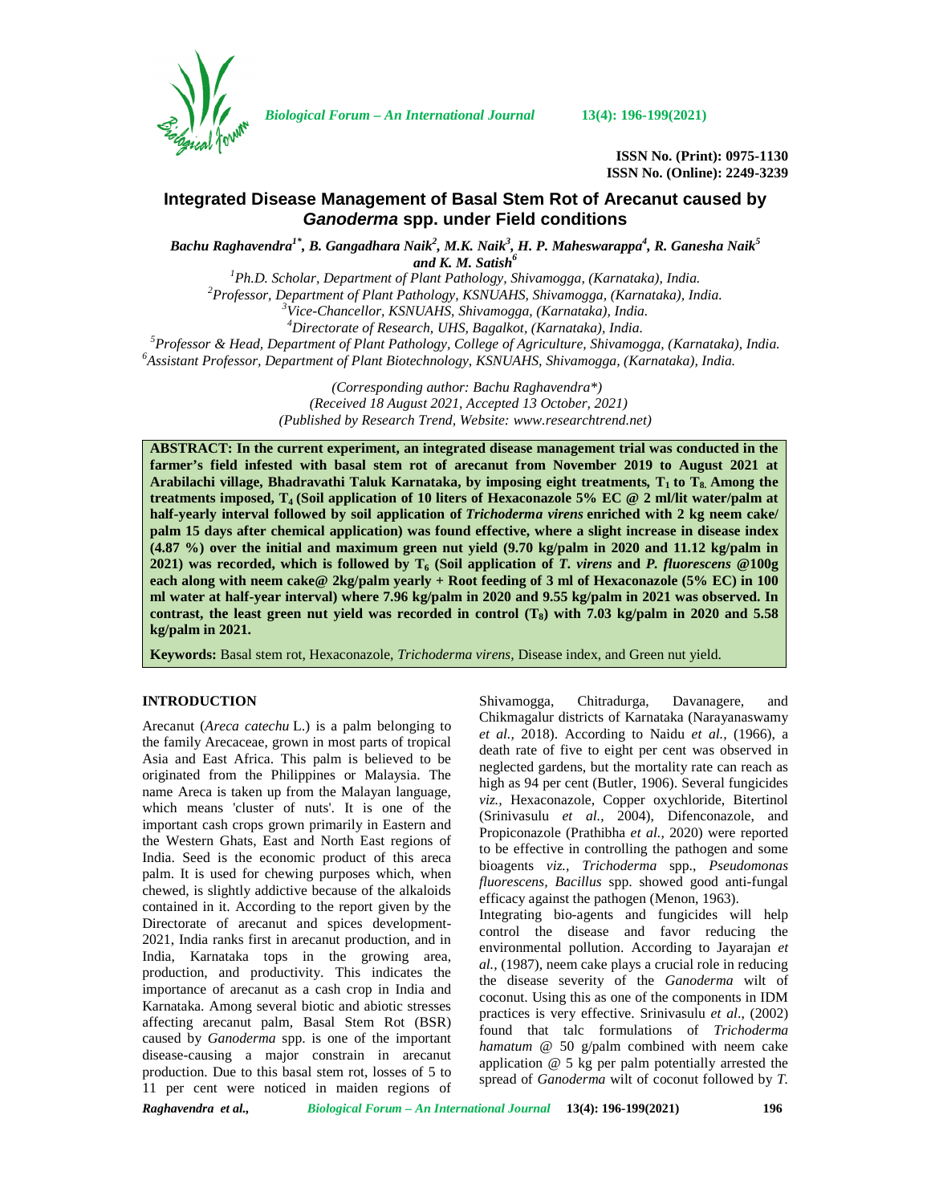ISSN No. (Print): 0975-1130
ISSN No. (Online): 2249-3239

# Integrated Disease Management of Basal Stem Rot of Arecanut caused by *Ganoderma* spp. under Field conditions

***Bachu Raghavendra[1*], B. Gangadhara Naik[2], M.K. Naik[3], H. P. Maheswarappa[4], R. Ganesha Naik[5] and K. M. Satish[6]***

[1]*Ph.D. Scholar, Department of Plant Pathology, Shivamogga, (Karnataka), India.*
[2]*Professor, Department of Plant Pathology, KSNUAHS, Shivamogga, (Karnataka), India.*
[3]*Vice-Chancellor, KSNUAHS, Shivamogga, (Karnataka), India.*
[4]*Directorate of Research, UHS, Bagalkot, (Karnataka), India.*
[5]*Professor & Head, Department of Plant Pathology, College of Agriculture, Shivamogga, (Karnataka), India.*
[6]*Assistant Professor, Department of Plant Biotechnology, KSNUAHS, Shivamogga, (Karnataka), India.*

*(Corresponding author: Bachu Raghavendra\*)*
*(Received 18 August 2021, Accepted 13 October, 2021)*
*(Published by Research Trend, Website: www.researchtrend.net)*

**ABSTRACT: In the current experiment, an integrated disease management trial was conducted in the farmer's field infested with basal stem rot of arecanut from November 2019 to August 2021 at Arabilachi village, Bhadravathi Taluk Karnataka, by imposing eight treatments, $T_1$ to $T_8$. Among the treatments imposed, $T_4$ (Soil application of 10 liters of Hexaconazole 5% EC @ 2 ml/lit water/palm at half-yearly interval followed by soil application of *Trichoderma virens* enriched with 2 kg neem cake/ palm 15 days after chemical application) was found effective, where a slight increase in disease index (4.87 %) over the initial and maximum green nut yield (9.70 kg/palm in 2020 and 11.12 kg/palm in 2021) was recorded, which is followed by $T_6$ (Soil application of *T. virens* and *P. fluorescens* @100g each along with neem cake@ 2kg/palm yearly + Root feeding of 3 ml of Hexaconazole (5% EC) in 100 ml water at half-year interval) where 7.96 kg/palm in 2020 and 9.55 kg/palm in 2021 was observed. In contrast, the least green nut yield was recorded in control ($T_8$) with 7.03 kg/palm in 2020 and 5.58 kg/palm in 2021.**

**Keywords:** Basal stem rot, Hexaconazole, *Trichoderma virens,* Disease index, and Green nut yield.

## INTRODUCTION

Arecanut (*Areca catechu* L.) is a palm belonging to the family Arecaceae, grown in most parts of tropical Asia and East Africa. This palm is believed to be originated from the Philippines or Malaysia. The name Areca is taken up from the Malayan language, which means 'cluster of nuts'. It is one of the important cash crops grown primarily in Eastern and the Western Ghats, East and North East regions of India. Seed is the economic product of this areca palm. It is used for chewing purposes which, when chewed, is slightly addictive because of the alkaloids contained in it. According to the report given by the Directorate of arecanut and spices development-2021, India ranks first in arecanut production, and in India, Karnataka tops in the growing area, production, and productivity. This indicates the importance of arecanut as a cash crop in India and Karnataka. Among several biotic and abiotic stresses affecting arecanut palm, Basal Stem Rot (BSR) caused by *Ganoderma* spp. is one of the important disease-causing a major constrain in arecanut production. Due to this basal stem rot, losses of 5 to 11 per cent were noticed in maiden regions of Shivamogga, Chitradurga, Davanagere, and Chikmagalur districts of Karnataka (Narayanaswamy *et al.,* 2018). According to Naidu *et al.,* (1966), a death rate of five to eight per cent was observed in neglected gardens, but the mortality rate can reach as high as 94 per cent (Butler, 1906). Several fungicides *viz.,* Hexaconazole, Copper oxychloride, Bitertinol (Srinivasulu *et al.,* 2004), Difenconazole, and Propiconazole (Prathibha *et al.,* 2020) were reported to be effective in controlling the pathogen and some bioagents *viz., Trichoderma* spp., *Pseudomonas fluorescens, Bacillus* spp. showed good anti-fungal efficacy against the pathogen (Menon, 1963).

Integrating bio-agents and fungicides will help control the disease and favor reducing the environmental pollution. According to Jayarajan *et al.,* (1987), neem cake plays a crucial role in reducing the disease severity of the *Ganoderma* wilt of coconut. Using this as one of the components in IDM practices is very effective. Srinivasulu *et al*., (2002) found that talc formulations of *Trichoderma hamatum* @ 50 g/palm combined with neem cake application @ 5 kg per palm potentially arrested the spread of *Ganoderma* wilt of coconut followed by *T.*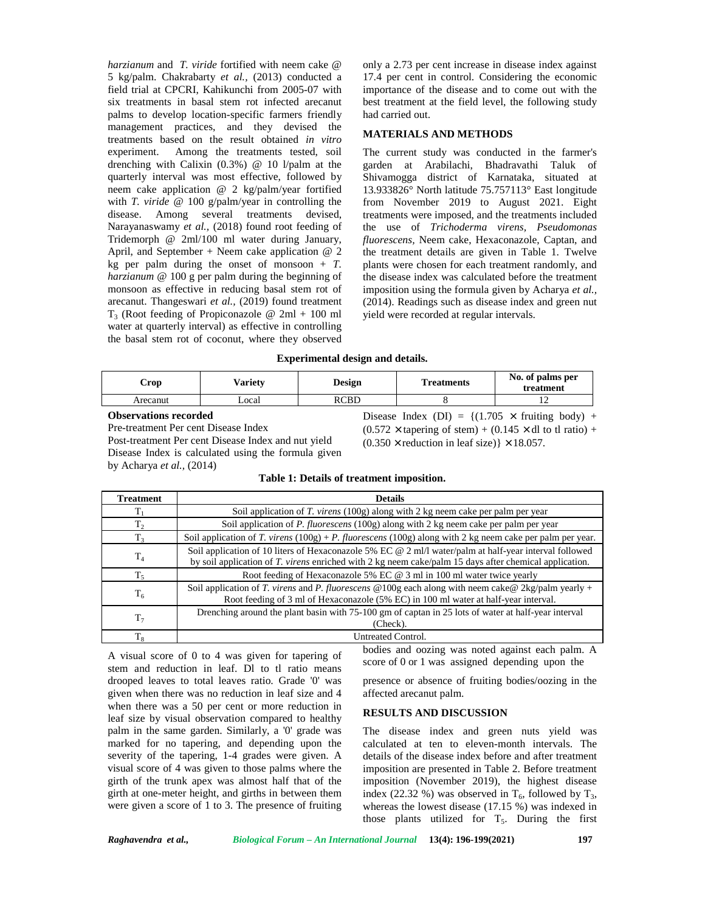*harzianum* and *T. viride* fortified with neem cake @ 5 kg/palm. Chakrabarty *et al.,* (2013) conducted a field trial at CPCRI, Kahikunchi from 2005-07 with six treatments in basal stem rot infected arecanut palms to develop location-specific farmers friendly management practices, and they devised the treatments based on the result obtained *in vitro* experiment. Among the treatments tested, soil drenching with Calixin (0.3%) @ 10 l/palm at the quarterly interval was most effective, followed by neem cake application @ 2 kg/palm/year fortified with *T. viride* @ 100 g/palm/year in controlling the disease. Among several treatments devised, Narayanaswamy *et al.,* (2018) found root feeding of Tridemorph @ 2ml/100 ml water during January, April, and September + Neem cake application @ 2 kg per palm during the onset of monsoon + *T. harzianum* @ 100 g per palm during the beginning of monsoon as effective in reducing basal stem rot of arecanut. Thangeswari *et al.,* (2019) found treatment $T_3$ (Root feeding of Propiconazole @ 2ml + 100 ml water at quarterly interval) as effective in controlling the basal stem rot of coconut, where they observed only a 2.73 per cent increase in disease index against 17.4 per cent in control. Considering the economic importance of the disease and to come out with the best treatment at the field level, the following study had carried out.

## MATERIALS AND METHODS

The current study was conducted in the farmer's garden at Arabilachi, Bhadravathi Taluk of Shivamogga district of Karnataka, situated at 13.933826° North latitude 75.757113° East longitude from November 2019 to August 2021. Eight treatments were imposed, and the treatments included the use of *Trichoderma virens, Pseudomonas fluorescens,* Neem cake, Hexaconazole, Captan, and the treatment details are given in Table 1. Twelve plants were chosen for each treatment randomly, and the disease index was calculated before the treatment imposition using the formula given by Acharya *et al.,* (2014). Readings such as disease index and green nut yield were recorded at regular intervals.

**Experimental design and details.**

| Crop | Variety | Design | Treatments | No. of palms per treatment |
|---|---|---|---|---|
| Arecanut | Local | RCBD | 8 | 12 |

**Observations recorded**

Pre-treatment Per cent Disease Index

Post-treatment Per cent Disease Index and nut yield

Disease Index is calculated using the formula given by Acharya *et al.,* (2014)

Disease Index (DI) = $\{(1.705 \times \text{fruiting body}) + (0.572 \times \text{tapering of stem}) + (0.145 \times \text{dl to tl ratio}) + (0.350 \times \text{reduction in leaf size})\} \times 18.057$.

**Table 1: Details of treatment imposition.**

| Treatment | Details |
|---|---|
| $T_1$ | Soil application of *T. virens* (100g) along with 2 kg neem cake per palm per year |
| $T_2$ | Soil application of *P. fluorescens* (100g) along with 2 kg neem cake per palm per year |
| $T_3$ | Soil application of *T. virens* (100g) + *P. fluorescens* (100g) along with 2 kg neem cake per palm per year. |
| $T_4$ | Soil application of 10 liters of Hexaconazole 5% EC @ 2 ml/l water/palm at half-year interval followed by soil application of *T. virens* enriched with 2 kg neem cake/palm 15 days after chemical application. |
| $T_5$ | Root feeding of Hexaconazole 5% EC @ 3 ml in 100 ml water twice yearly |
| $T_6$ | Soil application of *T. virens* and *P. fluorescens* @100g each along with neem cake@ 2kg/palm yearly + Root feeding of 3 ml of Hexaconazole (5% EC) in 100 ml water at half-year interval. |
| $T_7$ | Drenching around the plant basin with 75-100 gm of captan in 25 lots of water at half-year interval (Check). |
| $T_8$ | Untreated Control. |

A visual score of 0 to 4 was given for tapering of stem and reduction in leaf. Dl to tl ratio means drooped leaves to total leaves ratio. Grade '0' was given when there was no reduction in leaf size and 4 when there was a 50 per cent or more reduction in leaf size by visual observation compared to healthy palm in the same garden. Similarly, a '0' grade was marked for no tapering, and depending upon the severity of the tapering, 1-4 grades were given. A visual score of 4 was given to those palms where the girth of the trunk apex was almost half that of the girth at one-meter height, and girths in between them were given a score of 1 to 3. The presence of fruiting bodies and oozing was noted against each palm. A score of 0 or 1 was assigned depending upon the presence or absence of fruiting bodies/oozing in the affected arecanut palm.

## RESULTS AND DISCUSSION

The disease index and green nuts yield was calculated at ten to eleven-month intervals. The details of the disease index before and after treatment imposition are presented in Table 2. Before treatment imposition (November 2019), the highest disease index (22.32 %) was observed in $T_6$, followed by $T_3$, whereas the lowest disease (17.15 %) was indexed in those plants utilized for $T_5$. During the first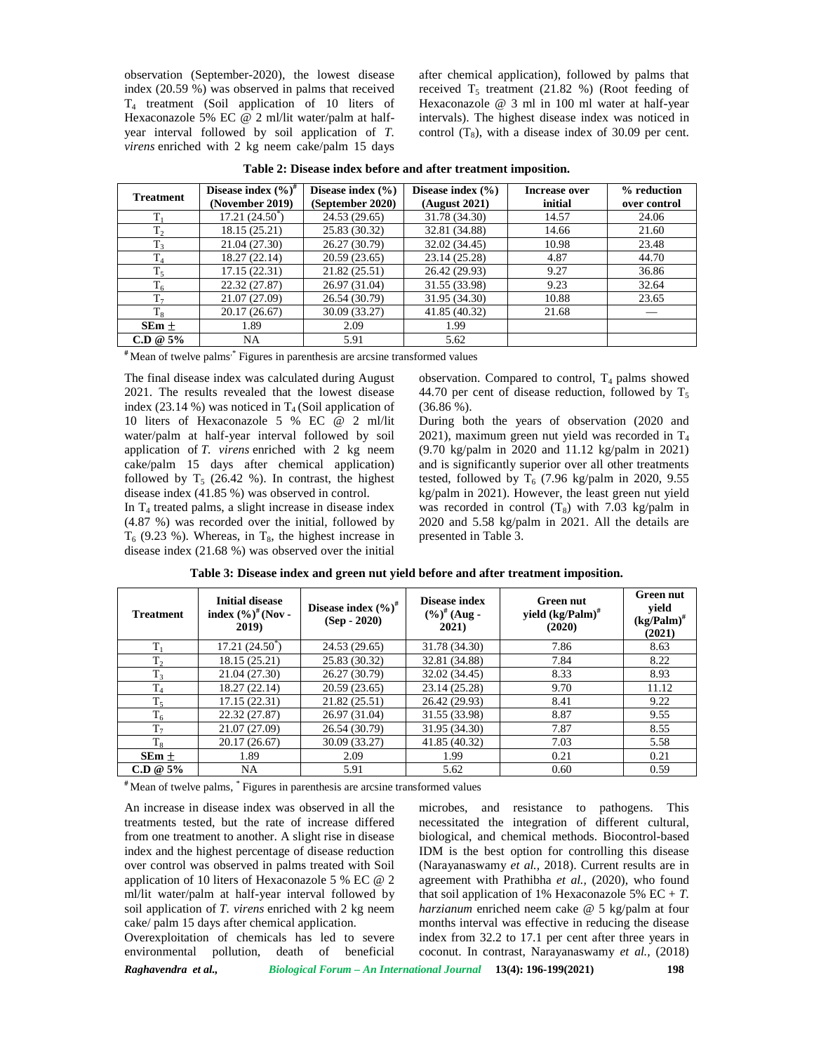observation (September-2020), the lowest disease index (20.59 %) was observed in palms that received $T_4$ treatment (Soil application of 10 liters of Hexaconazole 5% EC @ 2 ml/lit water/palm at half-year interval followed by soil application of *T. virens* enriched with 2 kg neem cake/palm 15 days after chemical application), followed by palms that received $T_5$ treatment (21.82 %) (Root feeding of Hexaconazole @ 3 ml in 100 ml water at half-year intervals). The highest disease index was noticed in control ($T_8$), with a disease index of 30.09 per cent.

**Table 2: Disease index before and after treatment imposition.**

| Treatment | Disease index (%)[#] (November 2019) | Disease index (%) (September 2020) | Disease index (%) (August 2021) | Increase over initial | % reduction over control |
|---|---|---|---|---|---|
| $T_1$ | 17.21 (24.50[*]) | 24.53 (29.65) | 31.78 (34.30) | 14.57 | 24.06 |
| $T_2$ | 18.15 (25.21) | 25.83 (30.32) | 32.81 (34.88) | 14.66 | 21.60 |
| $T_3$ | 21.04 (27.30) | 26.27 (30.79) | 32.02 (34.45) | 10.98 | 23.48 |
| $T_4$ | 18.27 (22.14) | 20.59 (23.65) | 23.14 (25.28) | 4.87 | 44.70 |
| $T_5$ | 17.15 (22.31) | 21.82 (25.51) | 26.42 (29.93) | 9.27 | 36.86 |
| $T_6$ | 22.32 (27.87) | 26.97 (31.04) | 31.55 (33.98) | 9.23 | 32.64 |
| $T_7$ | 21.07 (27.09) | 26.54 (30.79) | 31.95 (34.30) | 10.88 | 23.65 |
| $T_8$ | 20.17 (26.67) | 30.09 (33.27) | 41.85 (40.32) | 21.68 | — |
| **SEm ±** | 1.89 | 2.09 | 1.99 | | |
| **C.D @ 5%** | NA | 5.91 | 5.62 | | |

[#] Mean of twelve palms [*] Figures in parenthesis are arcsine transformed values

The final disease index was calculated during August 2021. The results revealed that the lowest disease index (23.14 %) was noticed in $T_4$ (Soil application of 10 liters of Hexaconazole 5 % EC @ 2 ml/lit water/palm at half-year interval followed by soil application of *T. virens* enriched with 2 kg neem cake/palm 15 days after chemical application) followed by $T_5$ (26.42 %). In contrast, the highest disease index (41.85 %) was observed in control.

In $T_4$ treated palms, a slight increase in disease index (4.87 %) was recorded over the initial, followed by $T_6$ (9.23 %). Whereas, in $T_8$, the highest increase in disease index (21.68 %) was observed over the initial observation. Compared to control, $T_4$ palms showed 44.70 per cent of disease reduction, followed by $T_5$ (36.86 %).

During both the years of observation (2020 and 2021), maximum green nut yield was recorded in $T_4$ (9.70 kg/palm in 2020 and 11.12 kg/palm in 2021) and is significantly superior over all other treatments tested, followed by $T_6$ (7.96 kg/palm in 2020, 9.55 kg/palm in 2021). However, the least green nut yield was recorded in control ($T_8$) with 7.03 kg/palm in 2020 and 5.58 kg/palm in 2021. All the details are presented in Table 3.

**Table 3: Disease index and green nut yield before and after treatment imposition.**

| Treatment | Initial disease index (%)[#] (Nov - 2019) | Disease index (%)[#] (Sep - 2020) | Disease index (%)[#] (Aug - 2021) | Green nut yield (kg/Palm)[#] (2020) | Green nut yield (kg/Palm)[#] (2021) |
|---|---|---|---|---|---|
| $T_1$ | 17.21 (24.50[*]) | 24.53 (29.65) | 31.78 (34.30) | 7.86 | 8.63 |
| $T_2$ | 18.15 (25.21) | 25.83 (30.32) | 32.81 (34.88) | 7.84 | 8.22 |
| $T_3$ | 21.04 (27.30) | 26.27 (30.79) | 32.02 (34.45) | 8.33 | 8.93 |
| $T_4$ | 18.27 (22.14) | 20.59 (23.65) | 23.14 (25.28) | 9.70 | 11.12 |
| $T_5$ | 17.15 (22.31) | 21.82 (25.51) | 26.42 (29.93) | 8.41 | 9.22 |
| $T_6$ | 22.32 (27.87) | 26.97 (31.04) | 31.55 (33.98) | 8.87 | 9.55 |
| $T_7$ | 21.07 (27.09) | 26.54 (30.79) | 31.95 (34.30) | 7.87 | 8.55 |
| $T_8$ | 20.17 (26.67) | 30.09 (33.27) | 41.85 (40.32) | 7.03 | 5.58 |
| **SEm ±** | 1.89 | 2.09 | 1.99 | 0.21 | 0.21 |
| **C.D @ 5%** | NA | 5.91 | 5.62 | 0.60 | 0.59 |

[#] Mean of twelve palms, [*] Figures in parenthesis are arcsine transformed values

An increase in disease index was observed in all the treatments tested, but the rate of increase differed from one treatment to another. A slight rise in disease index and the highest percentage of disease reduction over control was observed in palms treated with Soil application of 10 liters of Hexaconazole 5 % EC @ 2 ml/lit water/palm at half-year interval followed by soil application of *T. virens* enriched with 2 kg neem cake/ palm 15 days after chemical application.

Overexploitation of chemicals has led to severe environmental pollution, death of beneficial microbes, and resistance to pathogens. This necessitated the integration of different cultural, biological, and chemical methods. Biocontrol-based IDM is the best option for controlling this disease (Narayanaswamy *et al.*, 2018). Current results are in agreement with Prathibha *et al.*, (2020), who found that soil application of 1% Hexaconazole 5% EC + *T. harzianum* enriched neem cake @ 5 kg/palm at four months interval was effective in reducing the disease index from 32.2 to 17.1 per cent after three years in coconut. In contrast, Narayanaswamy *et al.*, (2018)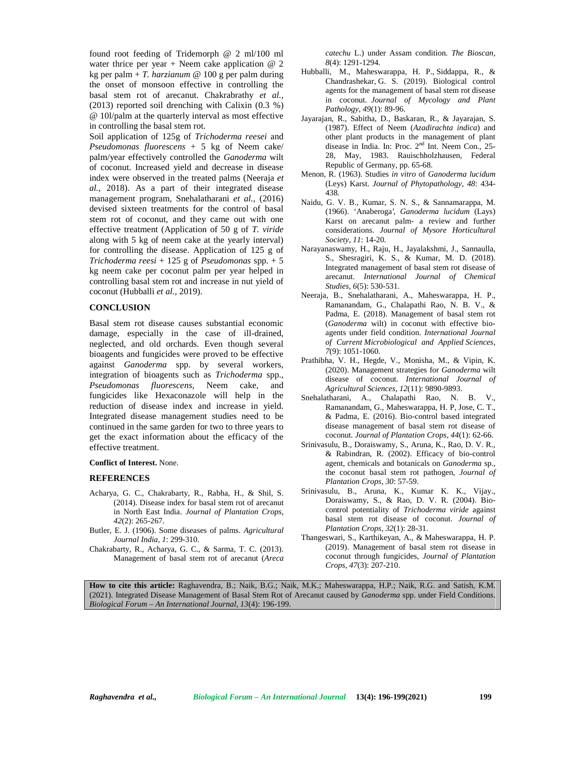found root feeding of Tridemorph @ 2 ml/100 ml water thrice per year + Neem cake application @ 2 kg per palm + *T. harzianum* @ 100 g per palm during the onset of monsoon effective in controlling the basal stem rot of arecanut. Chakrabrathy *et al.,* (2013) reported soil drenching with Calixin (0.3 %) @ 10l/palm at the quarterly interval as most effective in controlling the basal stem rot.

Soil application of 125g of *Trichoderma reesei* and *Pseudomonas fluorescens* + 5 kg of Neem cake/ palm/year effectively controlled the *Ganoderma* wilt of coconut. Increased yield and decrease in disease index were observed in the treated palms (Neeraja *et al.,* 2018). As a part of their integrated disease management program, Snehalatharani *et al.,* (2016) devised sixteen treatments for the control of basal stem rot of coconut, and they came out with one effective treatment (Application of 50 g of *T. viride* along with 5 kg of neem cake at the yearly interval) for controlling the disease. Application of 125 g of *Trichoderma reesi* + 125 g of *Pseudomonas* spp. + 5 kg neem cake per coconut palm per year helped in controlling basal stem rot and increase in nut yield of coconut (Hubballi *et al.,* 2019).

## CONCLUSION

Basal stem rot disease causes substantial economic damage, especially in the case of ill-drained, neglected, and old orchards. Even though several bioagents and fungicides were proved to be effective against *Ganoderma* spp. by several workers, integration of bioagents such as *Trichoderma* spp., *Pseudomonas fluorescens*, Neem cake, and fungicides like Hexaconazole will help in the reduction of disease index and increase in yield. Integrated disease management studies need to be continued in the same garden for two to three years to get the exact information about the efficacy of the effective treatment.

**Conflict of Interest.** None.

## REFERENCES

Acharya, G. C., Chakrabarty, R., Rabha, H., & Shil, S. (2014). Disease index for basal stem rot of arecanut in North East India. *Journal of Plantation Crops, 42*(2): 265-267.

Butler, E. J. (1906). Some diseases of palms. *Agricultural Journal India, 1*: 299-310.

Chakrabarty, R., Acharya, G. C., & Sarma, T. C. (2013). Management of basal stem rot of arecanut (*Areca catechu* L.) under Assam condition. *The Bioscan, 8*(4): 1291-1294.

Hubballi, M., Maheswarappa, H. P., Siddappa, R., & Chandrashekar, G. S. (2019). Biological control agents for the management of basal stem rot disease in coconut. *Journal of Mycology and Plant Pathology, 49*(1): 89-96.

Jayarajan, R., Sabitha, D., Baskaran, R., & Jayarajan, S. (1987). Effect of Neem (*Azadirachta indica*) and other plant products in the management of plant disease in India. In: Proc. 2nd Int. Neem Con., 25-28, May, 1983. Rauischholzhausen, Federal Republic of Germany, pp. 65-68.

Menon, R. (1963). Studies *in vitro* of *Ganoderma lucidum* (Leys) Karst. *Journal of Phytopathology, 48*: 434-438.

Naidu, G. V. B., Kumar, S. N. S., & Sannamarappa, M. (1966). 'Anaberoga', *Ganoderma lucidum* (Lays) Karst on arecanut palm- a review and further considerations. *Journal of Mysore Horticultural Society, 11*: 14-20.

Narayanaswamy, H., Raju, H., Jayalakshmi, J., Sannaulla, S., Shesragiri, K. S., & Kumar, M. D. (2018). Integrated management of basal stem rot disease of arecanut. *International Journal of Chemical Studies, 6*(5): 530-531.

Neeraja, B., Snehalatharani, A., Maheswarappa, H. P., Ramanandam, G., Chalapathi Rao, N. B. V., & Padma, E. (2018). Management of basal stem rot (*Ganoderma* wilt) in coconut with effective bio-agents under field condition. *International Journal of Current Microbiological and Applied Sciences, 7*(9): 1051-1060.

Prathibha, V. H., Hegde, V., Monisha, M., & Vipin, K. (2020). Management strategies for *Ganoderma* wilt disease of coconut. *International Journal of Agricultural Sciences, 12*(11): 9890-9893.

Snehalatharani, A., Chalapathi Rao, N. B. V., Ramanandam, G., Maheswarappa, H. P, Jose, C. T., & Padma, E. (2016). Bio-control based integrated disease management of basal stem rot disease of coconut. *Journal of Plantation Crops, 44*(1): 62-66.

Srinivasulu, B., Doraiswamy, S., Aruna, K., Rao, D. V. R., & Rabindran, R. (2002). Efficacy of bio-control agent, chemicals and botanicals on *Ganoderma* sp., the coconut basal stem rot pathogen, *Journal of Plantation Crops, 30*: 57-59.

Srinivasulu, B., Aruna, K., Kumar K. K., Vijay., Doraiswamy, S., & Rao, D. V. R. (2004). Bio-control potentiality of *Trichoderma viride* against basal stem rot disease of coconut. *Journal of Plantation Crops, 32*(1): 28-31.

Thangeswari, S., Karthikeyan, A., & Maheswarappa, H. P. (2019). Management of basal stem rot disease in coconut through fungicides, *Journal of Plantation Crops, 47*(3): 207-210.

**How to cite this article:** Raghavendra, B.; Naik, B.G.; Naik, M.K.; Maheswarappa, H.P.; Naik, R.G. and Satish, K.M. (2021). Integrated Disease Management of Basal Stem Rot of Arecanut caused by *Ganoderma* spp. under Field Conditions. *Biological Forum – An International Journal, 13*(4): 196-199.